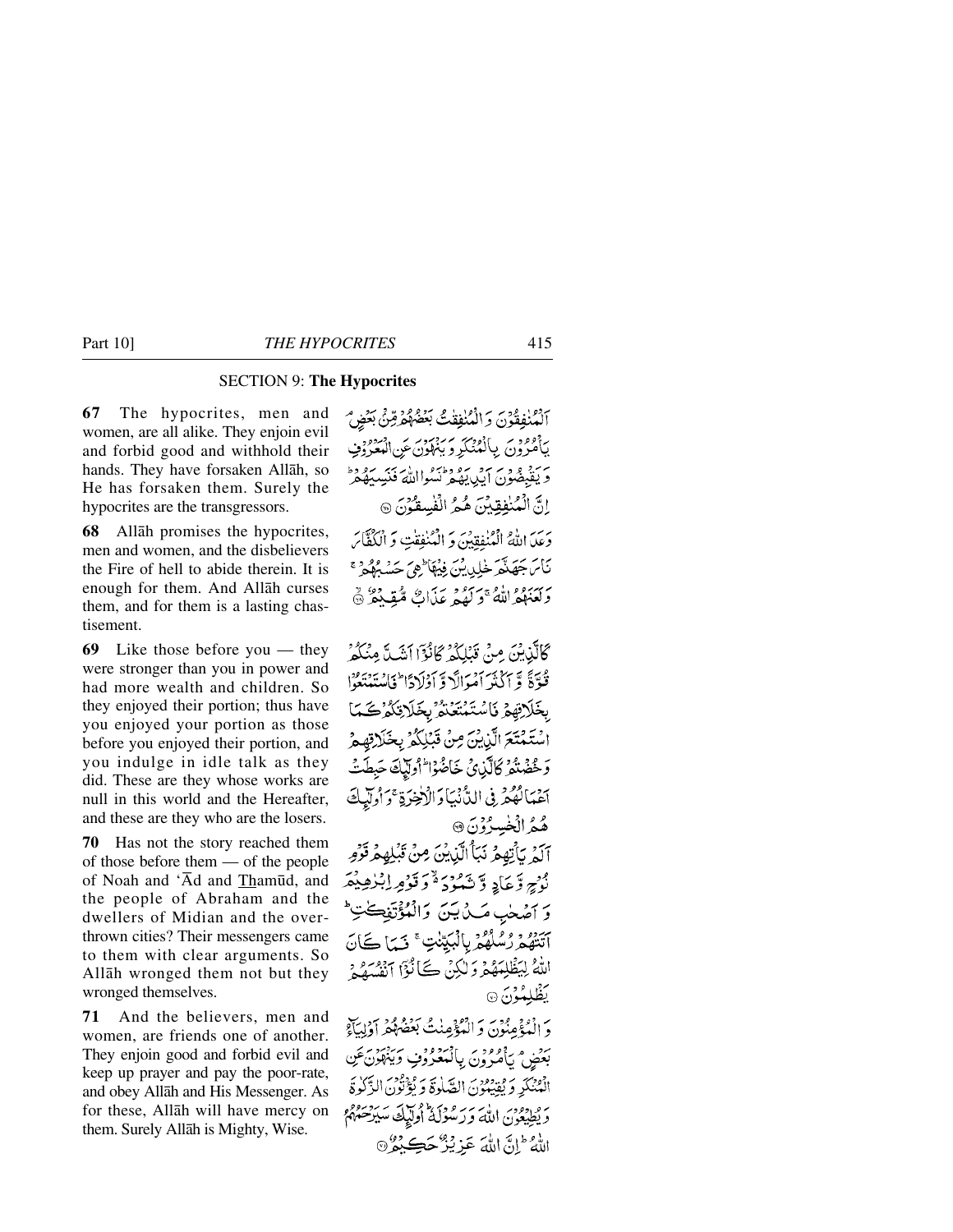## SECTION 9: **The Hypocrites**

**67** The hypocrites, men and women, are all alike. They enjoin evil and forbid good and withhold their hands. They have forsaken Allāh, so He has forsaken them. Surely the hypocrites are the transgressors.

**68** Allāh promises the hypocrites, men and women, and the disbelievers the Fire of hell to abide therein. It is enough for them. And Allāh curses them, and for them is a lasting chastisement.

**69** Like those before you — they were stronger than you in power and had more wealth and children. So they enjoyed their portion; thus have you enjoyed your portion as those before you enjoyed their portion, and you indulge in idle talk as they did. These are they whose works are null in this world and the Hereafter, and these are they who are the losers.

**70** Has not the story reached them of those before them — of the people of Noah and 'Ād and Thamūd, and the people of Abraham and the dwellers of Midian and the overthrown cities? Their messengers came to them with clear arguments. So Allāh wronged them not but they wronged themselves.

**71** And the believers, men and women, are friends one of another. They enjoin good and forbid evil and keep up prayer and pay the poor-rate, and obey Allāh and His Messenger. As for these, Allāh will have mercy on them. Surely Allāh is Mighty, Wise.

اَلْمُنٰفِقُوْنَ وَ الْمُنٰفِقٰتُ بَعْضُهُمْ مِّنْۢ بَعْضٍ ۘ يَاْمُرُوْنَ بِالْمُنْكَرِ وَ يَنْهَوْنَ عَنِ الْمَعْرُوْفِ وَ يَقْبِضُوْنَ اَيْدِيَهُمْ ؕ نَسُوا اللّٰهَ فَنَسِيَهُمْ ؕ اِنَّ الْمُنٰفِقِيْنَ هُمُ الْفٰسِقُوْنَ ﴿۶۷﴾

وَعَدَ اللّٰهُ الْمُنٰفِقِيْنَ وَ الْمُنٰفِقٰتِ وَ الْكُفَّارَ نَارَ جَهَنَّمَ خٰلِدِيْنَ فِيْهَا ؕ هِيَ حَسْبُهُمْ ۚ وَ لَعَنَهُمُ اللّٰهُ ۚ وَ لَهُمْ عَذَابٌ مُّقِيْمٌ ﴿۶۸﴾

كَالَّذِيْنَ مِنْ قَبْلِكُمْ كَانُوْۤا اَشَدَّ مِنْكُمْ قُوَّةً وَّ اَكْثَرَ اَمْوَالًا وَّ اَوْلَادًا ؕ فَاسْتَمْتَعُوْا بِخَلَاقِهِمْ فَاسْتَمْتَعْتُمْ بِخَلَاقِكُمْ كَمَا اسْتَمْتَعَ الَّذِيْنَ مِنْ قَبْلِكُمْ بِخَلَاقِهِمْ وَ خُضْتُمْ كَالَّذِيْ خَاضُوْا ؕ اُولٰٓئِكَ حَبِطَتْ اَعْمَالُهُمْ فِي الدُّنْيَا وَ الْاٰخِرَةِ ۚ وَ اُولٰٓئِكَ هُمُ الْخٰسِرُوْنَ ﴿۶۹﴾

اَلَمْ يَاْتِهِمْ نَبَاُ الَّذِيْنَ مِنْ قَبْلِهِمْ قَوْمِ نُوْحٍ وَّ عَادٍ وَّ ثَمُوْدَ ۬ۙ وَ قَوْمِ اِبْرٰهِيْمَ وَ اَصْحٰبِ مَدْيَنَ وَ الْمُؤْتَفِكٰتِ ؕ اَتَتْهُمْ رُسُلُهُمْ بِالْبَيِّنٰتِ ۚ فَمَا كَانَ اللّٰهُ لِيَظْلِمَهُمْ وَ لٰكِنْ كَانُوْۤا اَنْفُسَهُمْ يَظْلِمُوْنَ ﴿۷۰﴾

وَ الْمُؤْمِنُوْنَ وَ الْمُؤْمِنٰتُ بَعْضُهُمْ اَوْلِيَآءُ بَعْضٍ ۘ يَاْمُرُوْنَ بِالْمَعْرُوْفِ وَ يَنْهَوْنَ عَنِ الْمُنْكَرِ وَ يُقِيْمُوْنَ الصَّلٰوةَ وَ يُؤْتُوْنَ الزَّكٰوةَ وَ يُطِيْعُوْنَ اللّٰهَ وَ رَسُوْلَهٗ ؕ اُولٰٓئِكَ سَيَرْحَمُهُمُ اللّٰهُ ؕ اِنَّ اللّٰهَ عَزِيْزٌ حَكِيْمٌ ﴿۷۱﴾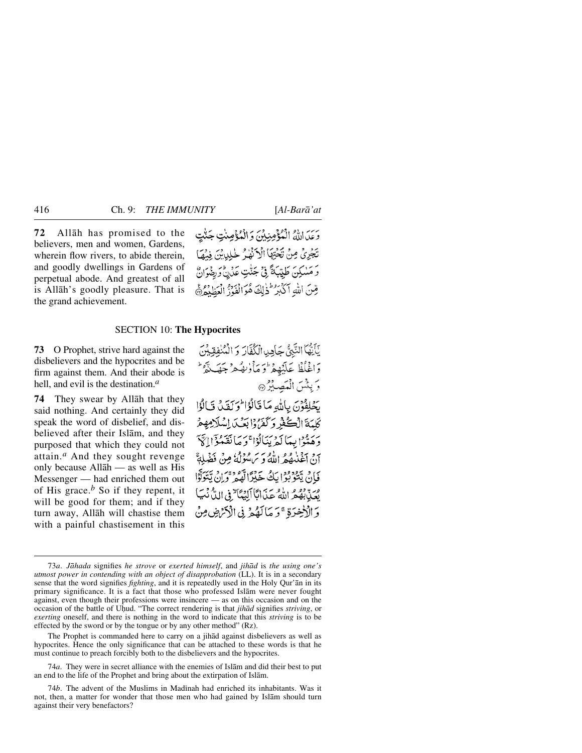**72** Allāh has promised to the believers, men and women, Gardens, wherein flow rivers, to abide therein, and goodly dwellings in Gardens of perpetual abode. And greatest of all is Allāh's goodly pleasure. That is the grand achievement.

وَعَدَ اللّٰهُ الْمُؤْمِنِيْنَ وَ الْمُؤْمِنٰتِ جَنّٰتٍ تَجْرِيْ مِنْ تَحْتِهَا الْاَنْهٰرُ خٰلِدِيْنَ فِيْهَا وَ مَسٰكِنَ طَيِّبَةً فِيْ جَنّٰتِ عَدْنٍ ؕ وَ رِضْوَانٌ مِّنَ اللّٰهِ اَكْبَرُ ؕ ذٰلِكَ هُوَ الْفَوْزُ الْعَظِيْمُ ﴿۷۲﴾

## SECTION 10: **The Hypocrites**

**73** O Prophet, strive hard against the disbelievers and the hypocrites and be firm against them. And their abode is hell, and evil is the destination.[a]

يٰۤاَيُّهَا النَّبِيُّ جَاهِدِ الْكُفَّارَ وَ الْمُنٰفِقِيْنَ وَاغْلُظْ عَلَيْهِمْ ؕ وَ مَاْوٰىهُمْ جَهَنَّمُ ؕ وَ بِئْسَ الْمَصِيْرُ ﴿۷۳﴾

**74** They swear by Allāh that they said nothing. And certainly they did speak the word of disbelief, and disbelieved after their Islām, and they purposed that which they could not attain.[a] And they sought revenge only because Allāh — as well as His Messenger — had enriched them out of His grace.[b] So if they repent, it will be good for them; and if they turn away, Allāh will chastise them with a painful chastisement in this

يَحْلِفُوْنَ بِاللّٰهِ مَا قَالُوْا ؕ وَ لَقَدْ قَالُوْا كَلِمَةَ الْكُفْرِ وَ كَفَرُوْا بَعْدَ اِسْلَامِهِمْ وَ هَمُّوْا بِمَا لَمْ يَنَالُوْا ۚ وَ مَا نَقَمُوْۤا اِلَّاۤ اَنْ اَغْنٰىهُمُ اللّٰهُ وَ رَسُوْلُهٗ مِنْ فَضْلِهٖ ۚ فَاِنْ يَّتُوْبُوْا يَكُ خَيْرًا لَّهُمْ ۚ وَ اِنْ يَّتَوَلَّوْا يُعَذِّبْهُمُ اللّٰهُ عَذَابًا اَلِيْمًا ۙ فِي الدُّنْيَا وَ الْاٰخِرَةِ ۚ وَ مَا لَهُمْ فِي الْاَرْضِ مِنْ

---

73*a*. *Jāhada* signifies *he strove* or *exerted himself*, and *jihād* is *the using one's utmost power in contending with an object of disapprobation* (LL). It is in a secondary sense that the word signifies *fighting*, and it is repeatedly used in the Holy Qur'ān in its primary significance. It is a fact that those who professed Islām were never fought against, even though their professions were insincere — as on this occasion and on the occasion of the battle of Uḥud. "The correct rendering is that *jihād* signifies *striving*, or *exerting* oneself, and there is nothing in the word to indicate that this *striving* is to be effected by the sword or by the tongue or by any other method" (Rz).

The Prophet is commanded here to carry on a jihād against disbelievers as well as hypocrites. Hence the only significance that can be attached to these words is that he must continue to preach forcibly both to the disbelievers and the hypocrites.

74*a*. They were in secret alliance with the enemies of Islām and did their best to put an end to the life of the Prophet and bring about the extirpation of Islām.

74*b*. The advent of the Muslims in Madīnah had enriched its inhabitants. Was it not, then, a matter for wonder that those men who had gained by Islām should turn against their very benefactors?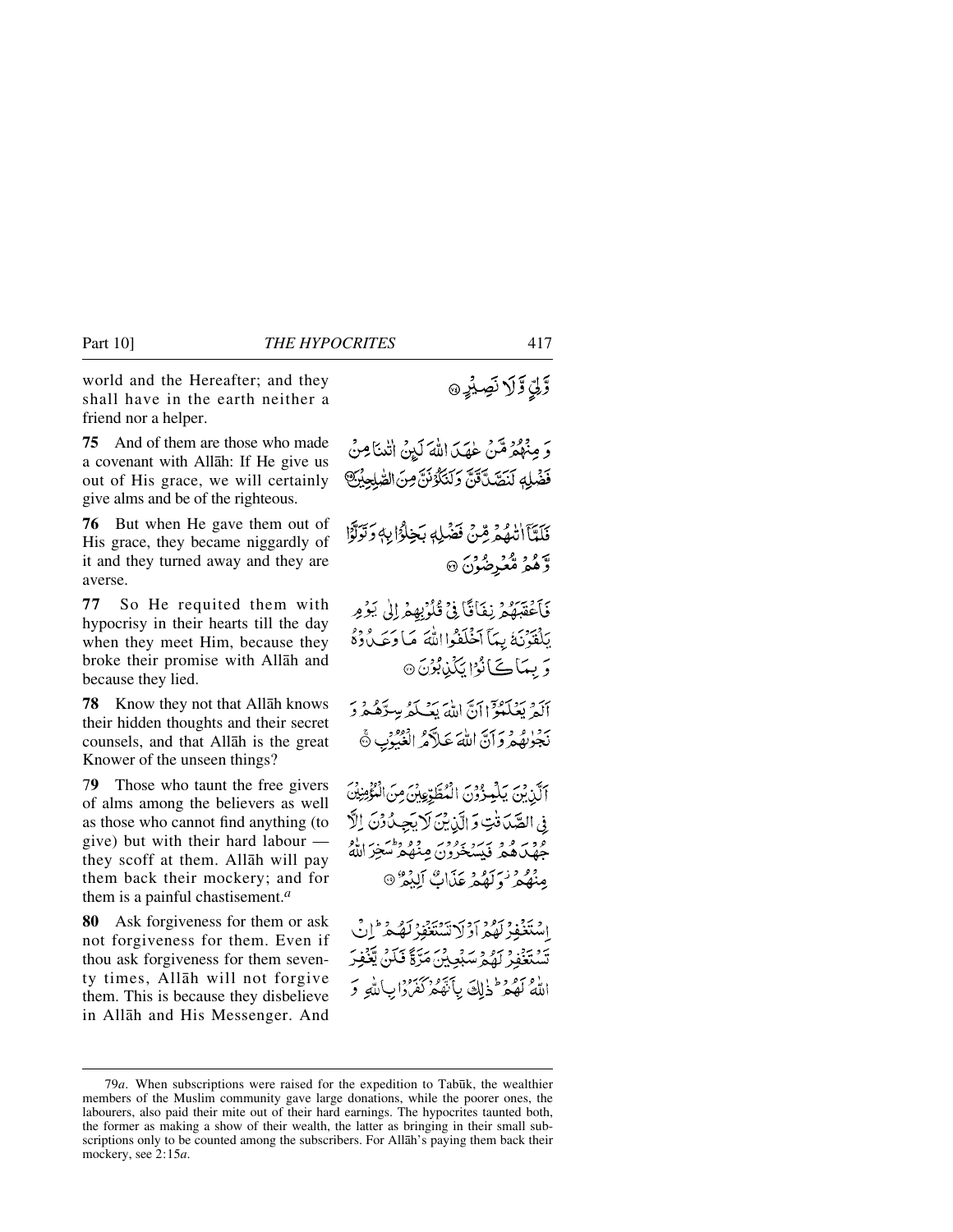world and the Hereafter; and they shall have in the earth neither a friend nor a helper.

وَّلِيٍّ وَّلَا نَصِيۡرٍ ۝

**75** And of them are those who made a covenant with Allāh: If He give us out of His grace, we will certainly give alms and be of the righteous.

وَ مِنۡهُمۡ مَّنۡ عٰهَدَ اللّٰهَ لَئِنۡ اٰتٰىنَا مِنۡ فَضۡلِهٖ لَنَصَّدَّقَنَّ وَلَنَكُوۡنَنَّ مِنَ الصّٰلِحِيۡنَ ۝

**76** But when He gave them out of His grace, they became niggardly of it and they turned away and they are averse.

فَلَمَّاۤ اٰتٰىهُمۡ مِّنۡ فَضۡلِهٖ بَخِلُوۡا بِهٖ وَتَوَلَّوۡا وَّهُمۡ مُّعۡرِضُوۡنَ ۝

**77** So He requited them with hypocrisy in their hearts till the day when they meet Him, because they broke their promise with Allāh and because they lied.

فَاَعۡقَبَهُمۡ نِفَاقًا فِىۡ قُلُوۡبِهِمۡ اِلٰى يَوۡمِ يَلۡقَوۡنَهٗ بِمَاۤ اَخۡلَفُوا اللّٰهَ مَا وَعَدُوۡهُ وَبِمَا كَانُوۡا يَكۡذِبُوۡنَ ۝

**78** Know they not that Allāh knows their hidden thoughts and their secret counsels, and that Allāh is the great Knower of the unseen things?

اَلَمۡ يَعۡلَمُوۡۤا اَنَّ اللّٰهَ يَعۡلَمُ سِرَّهُمۡ وَنَجۡوٰٮهُمۡ وَاَنَّ اللّٰهَ عَلَّامُ الۡغُيُوۡبِ ۝

**79** Those who taunt the free givers of alms among the believers as well as those who cannot find anything (to give) but with their hard labour — they scoff at them. Allāh will pay them back their mockery; and for them is a painful chastisement.[a]

اَلَّذِيۡنَ يَلۡمِزُوۡنَ الۡمُطَّوِّعِيۡنَ مِنَ الۡمُؤۡمِنِيۡنَ فِى الصَّدَقٰتِ وَالَّذِيۡنَ لَا يَجِدُوۡنَ اِلَّا جُهۡدَهُمۡ فَيَسۡخَرُوۡنَ مِنۡهُمۡ‌ؕ سَخِرَ اللّٰهُ مِنۡهُمۡ وَلَهُمۡ عَذَابٌ اَلِيۡمٌ ۝

**80** Ask forgiveness for them or ask not forgiveness for them. Even if thou ask forgiveness for them seventy times, Allāh will not forgive them. This is because they disbelieve in Allāh and His Messenger. And

اِسۡتَغۡفِرۡ لَهُمۡ اَوۡ لَا تَسۡتَغۡفِرۡ لَهُمۡ‌ؕ اِنۡ تَسۡتَغۡفِرۡ لَهُمۡ سَبۡعِيۡنَ مَرَّةً فَلَنۡ يَّغۡفِرَ اللّٰهُ لَهُمۡ‌ؕ ذٰلِكَ بِاَنَّهُمۡ كَفَرُوۡا بِاللّٰهِ وَ

---

79*a*. When subscriptions were raised for the expedition to Tabūk, the wealthier members of the Muslim community gave large donations, while the poorer ones, the labourers, also paid their mite out of their hard earnings. The hypocrites taunted both, the former as making a show of their wealth, the latter as bringing in their small subscriptions only to be counted among the subscribers. For Allāh's paying them back their mockery, see 2:15*a*.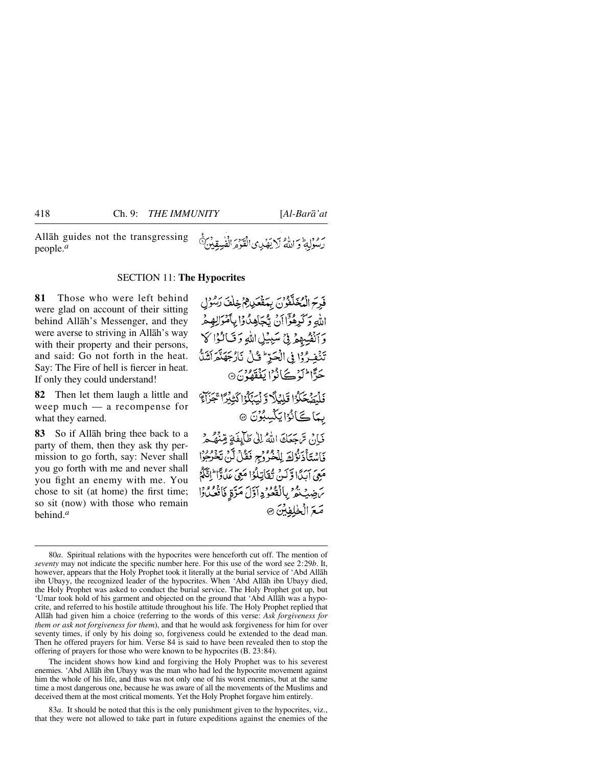Allāh guides not the transgressing people.[a]

رَسُوْلِهٖ ؕ وَ اللّٰهُ لَا یَهْدِی الْقَوْمَ الْفٰسِقِیْنَ ۟

## SECTION 11: **The Hypocrites**

**81** Those who were left behind were glad on account of their sitting behind Allāh's Messenger, and they were averse to striving in Allāh's way with their property and their persons, and said: Go not forth in the heat. Say: The Fire of hell is fiercer in heat. If only they could understand!

فَرِحَ الْمُخَلَّفُوْنَ بِمَقْعَدِهِمْ خِلٰفَ رَسُوْلِ اللّٰهِ وَ كَرِهُوْۤا اَنْ یُّجَاهِدُوْا بِاَمْوَالِهِمْ وَ اَنْفُسِهِمْ فِیْ سَبِیْلِ اللّٰهِ وَ قَالُوْا لَا تَنْفِرُوْا فِی الْحَرِّ ؕ قُلْ نَارُ جَهَنَّمَ اَشَدُّ حَرًّا ؕ لَوْ كَانُوْا یَفْقَهُوْنَ ۟

**82** Then let them laugh a little and weep much — a recompense for what they earned.

فَلْیَضْحَكُوْا قَلِیْلًا وَّ لْیَبْكُوْا كَثِیْرًا ۚ جَزَآءًۢ بِمَا كَانُوْا یَكْسِبُوْنَ ۟

**83** So if Allāh bring thee back to a party of them, then they ask thy permission to go forth, say: Never shall you go forth with me and never shall you fight an enemy with me. You chose to sit (at home) the first time; so sit (now) with those who remain behind.[a]

فَاِنْ رَّجَعَكَ اللّٰهُ اِلٰی طَآىِٕفَةٍ مِّنْهُمْ فَاسْتَاْذَنُوْكَ لِلْخُرُوْجِ فَقُلْ لَّنْ تَخْرُجُوْا مَعِیَ اَبَدًا وَّ لَنْ تُقَاتِلُوْا مَعِیَ عَدُوًّا ؕ اِنَّكُمْ رَضِیْتُمْ بِالْقُعُوْدِ اَوَّلَ مَرَّةٍ فَاقْعُدُوْا مَعَ الْخٰلِفِیْنَ ۟

---

80*a*. Spiritual relations with the hypocrites were henceforth cut off. The mention of *seventy* may not indicate the specific number here. For this use of the word see 2:29*b*. It, however, appears that the Holy Prophet took it literally at the burial service of 'Abd Allāh ibn Ubayy, the recognized leader of the hypocrites. When 'Abd Allāh ibn Ubayy died, the Holy Prophet was asked to conduct the burial service. The Holy Prophet got up, but 'Umar took hold of his garment and objected on the ground that 'Abd Allāh was a hypocrite, and referred to his hostile attitude throughout his life. The Holy Prophet replied that Allāh had given him a choice (referring to the words of this verse: *Ask forgiveness for them or ask not forgiveness for them*), and that he would ask forgiveness for him for over seventy times, if only by his doing so, forgiveness could be extended to the dead man. Then he offered prayers for him. Verse 84 is said to have been revealed then to stop the offering of prayers for those who were known to be hypocrites (B. 23:84).

The incident shows how kind and forgiving the Holy Prophet was to his severest enemies. 'Abd Allāh ibn Ubayy was the man who had led the hypocrite movement against him the whole of his life, and thus was not only one of his worst enemies, but at the same time a most dangerous one, because he was aware of all the movements of the Muslims and deceived them at the most critical moments. Yet the Holy Prophet forgave him entirely.

83*a*. It should be noted that this is the only punishment given to the hypocrites, viz., that they were not allowed to take part in future expeditions against the enemies of the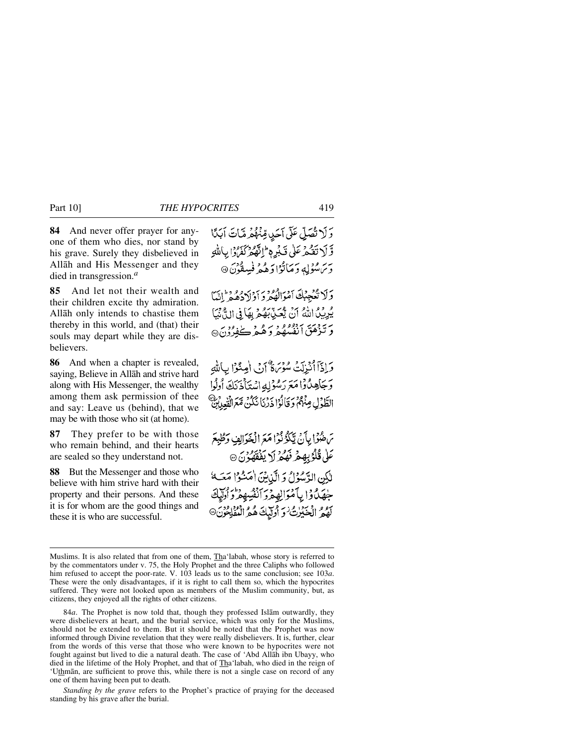**84** And never offer prayer for anyone of them who dies, nor stand by his grave. Surely they disbelieved in Allāh and His Messenger and they died in transgression.[a]

وَ لَا تُصَلِّ عَلٰۤى اَحَدٍ مِّنۡهُمۡ مَّاتَ اَبَدًا وَّ لَا تَقُمۡ عَلٰى قَبۡرِهٖ ؕ اِنَّهُمۡ كَفَرُوۡا بِاللّٰهِ وَ رَسُوۡلِهٖ وَ مَاتُوۡا وَ هُمۡ فٰسِقُوۡنَ ۞

**85** And let not their wealth and their children excite thy admiration. Allāh only intends to chastise them thereby in this world, and (that) their souls may depart while they are disbelievers.

وَ لَا تُعۡجِبۡكَ اَمۡوَالُهُمۡ وَ اَوۡلَادُهُمۡ ؕ اِنَّمَا يُرِيۡدُ اللّٰهُ اَنۡ يُّعَذِّبَهُمۡ بِهَا فِى الدُّنۡيَا وَ تَزۡهَقَ اَنۡفُسُهُمۡ وَ هُمۡ كٰفِرُوۡنَ ۞

**86** And when a chapter is revealed, saying, Believe in Allāh and strive hard along with His Messenger, the wealthy among them ask permission of thee and say: Leave us (behind), that we may be with those who sit (at home).

وَ اِذَاۤ اُنۡزِلَتۡ سُوۡرَةٌ اَنۡ اٰمِنُوۡا بِاللّٰهِ وَ جَاهِدُوۡا مَعَ رَسُوۡلِهِ اسۡتَاۡذَنَكَ اُولُوا الطَّوۡلِ مِنۡهُمۡ وَ قَالُوۡا ذَرۡنَا نَكُنۡ مَّعَ الۡقٰعِدِيۡنَ ۞

**87** They prefer to be with those who remain behind, and their hearts are sealed so they understand not.

رَضُوۡا بِاَنۡ يَّكُوۡنُوۡا مَعَ الۡخَوَالِفِ وَ طُبِعَ عَلٰى قُلُوۡبِهِمۡ فَهُمۡ لَا يَفۡقَهُوۡنَ ۞

**88** But the Messenger and those who believe with him strive hard with their property and their persons. And these it is for whom are the good things and these it is who are successful.

لٰـكِنِ الرَّسُوۡلُ وَ الَّذِيۡنَ اٰمَنُوۡا مَعَهٗ جٰهَدُوۡا بِاَمۡوَالِهِمۡ وَ اَنۡفُسِهِمۡ ؕ وَ اُولٰٓـئِكَ لَهُمُ الۡخَيۡرٰتُ ۡ وَ اُولٰٓـئِكَ هُمُ الۡمُفۡلِحُوۡنَ ۞

---

Muslims. It is also related that from one of them, Tha‘labah, whose story is referred to by the commentators under v. 75, the Holy Prophet and the three Caliphs who followed him refused to accept the poor-rate. V. 103 leads us to the same conclusion; see 103*a*. These were the only disadvantages, if it is right to call them so, which the hypocrites suffered. They were not looked upon as members of the Muslim community, but, as citizens, they enjoyed all the rights of other citizens.

84*a*. The Prophet is now told that, though they professed Islām outwardly, they were disbelievers at heart, and the burial service, which was only for the Muslims, should not be extended to them. But it should be noted that the Prophet was now informed through Divine revelation that they were really disbelievers. It is, further, clear from the words of this verse that those who were known to be hypocrites were not fought against but lived to die a natural death. The case of ‘Abd Allāh ibn Ubayy, who died in the lifetime of the Holy Prophet, and that of Tha‘labah, who died in the reign of ‘Uthmān, are sufficient to prove this, while there is not a single case on record of any one of them having been put to death.

*Standing by the grave* refers to the Prophet’s practice of praying for the deceased standing by his grave after the burial.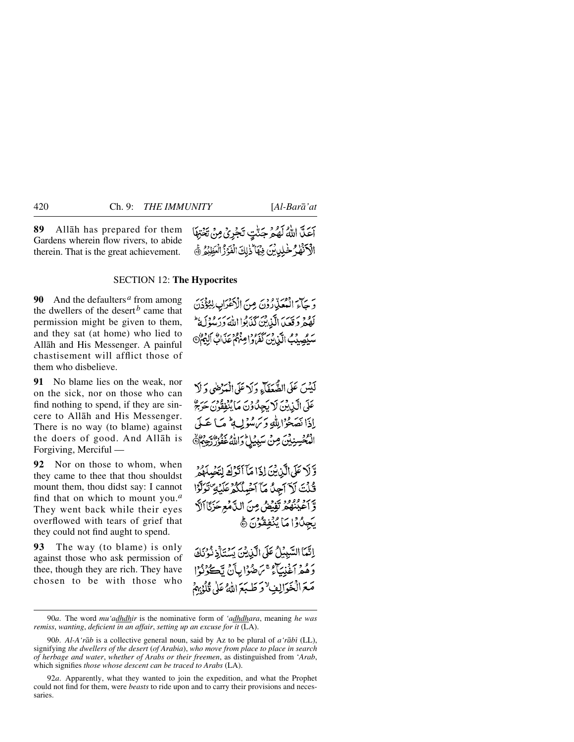**89** Allāh has prepared for them Gardens wherein flow rivers, to abide therein. That is the great achievement.

أَعَدَّ اللَّهُ لَهُمْ جَنَّٰتٍ تَجْرِي مِن تَحْتِهَا الْأَنْهَٰرُ خَٰلِدِينَ فِيهَا ۚ ذَٰلِكَ الْفَوْزُ الْعَظِيمُ

## SECTION 12: **The Hypocrites**

**90** And the defaulters*a* from among the dwellers of the desert*b* came that permission might be given to them, and they sat (at home) who lied to Allāh and His Messenger. A painful chastisement will afflict those of them who disbelieve.

وَجَاءَ الْمُعَذِّرُونَ مِنَ الْأَعْرَابِ لِيُؤْذَنَ لَهُمْ وَقَعَدَ الَّذِينَ كَذَبُوا اللَّهَ وَرَسُولَهُ ۚ سَيُصِيبُ الَّذِينَ كَفَرُوا مِنْهُمْ عَذَابٌ أَلِيمٌ

**91** No blame lies on the weak, nor on the sick, nor on those who can find nothing to spend, if they are sincere to Allāh and His Messenger. There is no way (to blame) against the doers of good. And Allāh is Forgiving, Merciful —

لَيْسَ عَلَى الضُّعَفَاءِ وَلَا عَلَى الْمَرْضَىٰ وَلَا عَلَى الَّذِينَ لَا يَجِدُونَ مَا يُنفِقُونَ حَرَجٌ إِذَا نَصَحُوا لِلَّهِ وَرَسُولِهِ ۚ مَا عَلَى الْمُحْسِنِينَ مِن سَبِيلٍ ۚ وَاللَّهُ غَفُورٌ رَّحِيمٌ

**92** Nor on those to whom, when they came to thee that thou shouldst mount them, thou didst say: I cannot find that on which to mount you.*a* They went back while their eyes overflowed with tears of grief that they could not find aught to spend.

وَلَا عَلَى الَّذِينَ إِذَا مَا أَتَوْكَ لِتَحْمِلَهُمْ قُلْتَ لَا أَجِدُ مَا أَحْمِلُكُمْ عَلَيْهِ تَوَلَّوا وَّأَعْيُنُهُمْ تَفِيضُ مِنَ الدَّمْعِ حَزَنًا أَلَّا يَجِدُوا مَا يُنفِقُونَ

**93** The way (to blame) is only against those who ask permission of thee, though they are rich. They have chosen to be with those who

إِنَّمَا السَّبِيلُ عَلَى الَّذِينَ يَسْتَأْذِنُونَكَ وَهُمْ أَغْنِيَاءُ ۚ رَضُوا بِأَن يَكُونُوا مَعَ الْخَوَالِفِ وَطَبَعَ اللَّهُ عَلَىٰ قُلُوبِهِمْ

---

90*a*. The word *mu‘adhdhir* is the nominative form of *‘adhdhara*, meaning *he was remiss*, *wanting*, *deficient in an affair*, *setting up an excuse for it* (LA).

90*b*. *Al-A‘rāb* is a collective general noun, said by Az to be plural of *a‘rābī* (LL), signifying *the dwellers of the desert* (*of Arabia*), *who move from place to place in search of herbage and water*, *whether of Arabs or their freemen*, as distinguished from *‘Arab*, which signifies *those whose descent can be traced to Arabs* (LA).

92*a*. Apparently, what they wanted to join the expedition, and what the Prophet could not find for them, were *beasts* to ride upon and to carry their provisions and necessaries.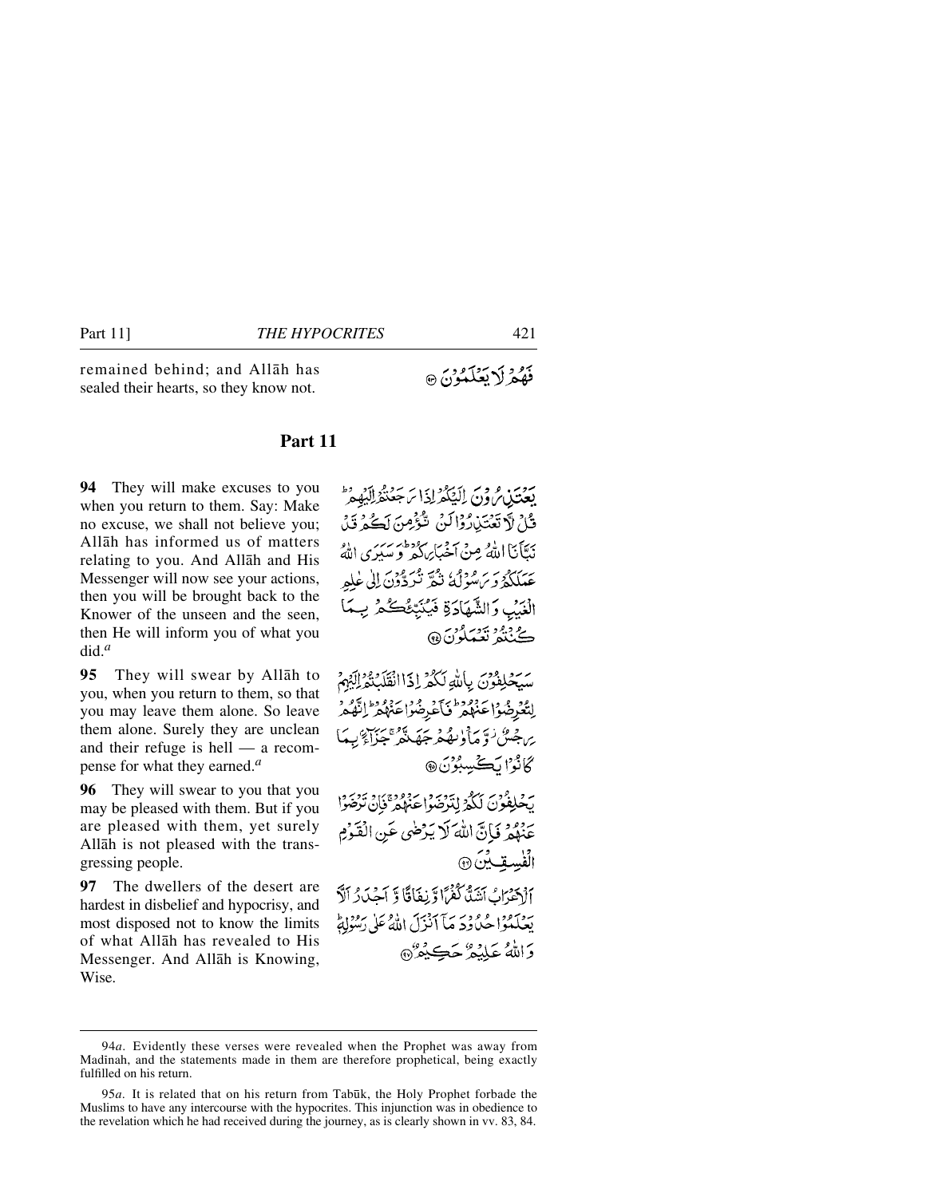remained behind; and Allāh has sealed their hearts, so they know not.

فَهُمْ لَا يَعْلَمُوْنَ ﴿٩٣﴾

## Part 11

**94** They will make excuses to you when you return to them. Say: Make no excuse, we shall not believe you; Allāh has informed us of matters relating to you. And Allāh and His Messenger will now see your actions, then you will be brought back to the Knower of the unseen and the seen, then He will inform you of what you did.[a]

يَعْتَذِرُوْنَ اِلَيْكُمْ اِذَا رَجَعْتُمْ اِلَيْهِمْ ؕ قُلْ لَّا تَعْتَذِرُوْا لَنْ نُّؤْمِنَ لَكُمْ قَدْ نَبَّاَنَا اللّٰهُ مِنْ اَخْبَارِكُمْ ؕ وَسَيَرَى اللّٰهُ عَمَلَكُمْ وَرَسُوْلُهٗ ثُمَّ تُرَدُّوْنَ اِلٰى عٰلِمِ الْغَيْبِ وَالشَّهَادَةِ فَيُنَبِّئُكُمْ بِمَا كُنْتُمْ تَعْمَلُوْنَ ﴿٩٤﴾

**95** They will swear by Allāh to you, when you return to them, so that you may leave them alone. So leave them alone. Surely they are unclean and their refuge is hell — a recompense for what they earned.[a]

سَيَحْلِفُوْنَ بِاللّٰهِ لَكُمْ اِذَا انْقَلَبْتُمْ اِلَيْهِمْ لِتُعْرِضُوْا عَنْهُمْ ؕ فَاَعْرِضُوْا عَنْهُمْ ؕ اِنَّهُمْ رِجْسٌ ۫ وَّمَاْوٰىهُمْ جَهَنَّمُ ۚ جَزَآءًۢ بِمَا كَانُوْا يَكْسِبُوْنَ ﴿٩٥﴾

**96** They will swear to you that you may be pleased with them. But if you are pleased with them, yet surely Allāh is not pleased with the transgressing people.

يَحْلِفُوْنَ لَكُمْ لِتَرْضَوْا عَنْهُمْ ۚ فَاِنْ تَرْضَوْا عَنْهُمْ فَاِنَّ اللّٰهَ لَا يَرْضٰى عَنِ الْقَوْمِ الْفٰسِقِيْنَ ﴿٩٦﴾

**97** The dwellers of the desert are hardest in disbelief and hypocrisy, and most disposed not to know the limits of what Allāh has revealed to His Messenger. And Allāh is Knowing, Wise.

اَلْاَعْرَابُ اَشَدُّ كُفْرًا وَّنِفَاقًا وَّاَجْدَرُ اَلَّا يَعْلَمُوْا حُدُوْدَ مَاۤ اَنْزَلَ اللّٰهُ عَلٰى رَسُوْلِهٖ ؕ وَاللّٰهُ عَلِيْمٌ حَكِيْمٌ ﴿٩٧﴾

---

94*a*. Evidently these verses were revealed when the Prophet was away from Madīnah, and the statements made in them are therefore prophetical, being exactly fulfilled on his return.

95*a*. It is related that on his return from Tabūk, the Holy Prophet forbade the Muslims to have any intercourse with the hypocrites. This injunction was in obedience to the revelation which he had received during the journey, as is clearly shown in vv. 83, 84.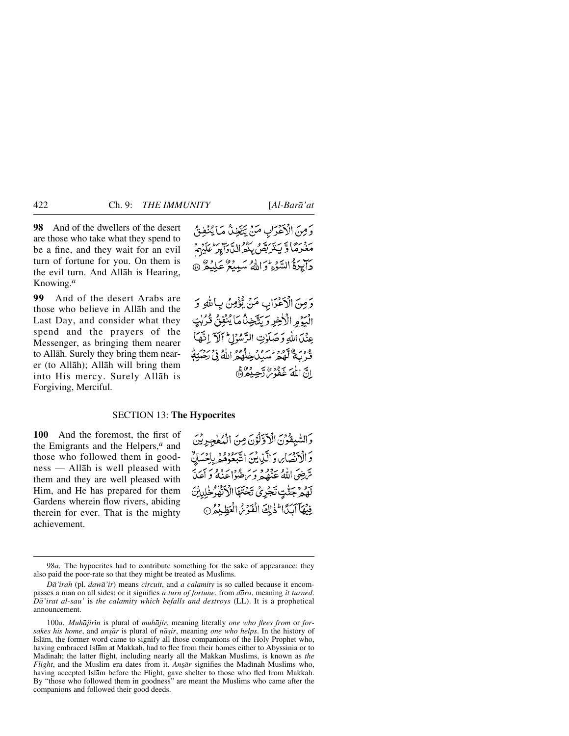**98** And of the dwellers of the desert are those who take what they spend to be a fine, and they wait for an evil turn of fortune for you. On them is the evil turn. And Allāh is Hearing, Knowing.[a]

وَمِنَ الْاَعْرَابِ مَنْ يَّتَّخِذُ مَا يُنْفِقُ مَغْرَمًا وَّ يَتَرَبَّصُ بِكُمُ الدَّوَآئِرَ ؕ عَلَيْهِمْ دَآئِرَةُ السَّوْءِ ؕ وَاللّٰهُ سَمِيْعٌ عَلِيْمٌ ﴿۹۸﴾

**99** And of the desert Arabs are those who believe in Allāh and the Last Day, and consider what they spend and the prayers of the Messenger, as bringing them nearer to Allāh. Surely they bring them nearer (to Allāh); Allāh will bring them into His mercy. Surely Allāh is Forgiving, Merciful.

وَمِنَ الْاَعْرَابِ مَنْ يُّؤْمِنُ بِاللّٰهِ وَ الْيَوْمِ الْاٰخِرِ وَيَتَّخِذُ مَا يُنْفِقُ قُرُبٰتٍ عِنْدَ اللّٰهِ وَصَلَوٰتِ الرَّسُوْلِ ؕ اَلَاۤ اِنَّهَا قُرْبَةٌ لَّهُمْ ؕ سَيُدْخِلُهُمُ اللّٰهُ فِيْ رَحْمَتِهٖ ؕ اِنَّ اللّٰهَ غَفُوْرٌ رَّحِيْمٌ ﴿۹۹﴾

## SECTION 13: **The Hypocrites**

**100** And the foremost, the first of the Emigrants and the Helpers,[a] and those who followed them in goodness — Allāh is well pleased with them and they are well pleased with Him, and He has prepared for them Gardens wherein flow rivers, abiding therein for ever. That is the mighty achievement.

وَالسّٰبِقُوْنَ الْاَوَّلُوْنَ مِنَ الْمُهٰجِرِيْنَ وَالْاَنْصَارِ وَالَّذِيْنَ اتَّبَعُوْهُمْ بِاِحْسَانٍ ۙ رَّضِيَ اللّٰهُ عَنْهُمْ وَرَضُوْا عَنْهُ وَاَعَدَّ لَهُمْ جَنّٰتٍ تَجْرِيْ تَحْتَهَا الْاَنْهٰرُ خٰلِدِيْنَ فِيْهَاۤ اَبَدًا ؕ ذٰلِكَ الْفَوْزُ الْعَظِيْمُ ﴿۱۰۰﴾

---

98*a*. The hypocrites had to contribute something for the sake of appearance; they also paid the poor-rate so that they might be treated as Muslims.

*Dā'irah* (pl. *dawā'ir*) means *circuit*, and *a calamity* is so called because it encompasses a man on all sides; or it signifies *a turn of fortune*, from *dāra*, meaning *it turned*. *Dā'irat al-sau'* is *the calamity which befalls and destroys* (LL). It is a prophetical announcement.

100*a*. *Muhājirīn* is plural of *muhājir*, meaning literally *one who flees from* or *forsakes his home*, and *anṣār* is plural of *nāṣir*, meaning *one who helps*. In the history of Islām, the former word came to signify all those companions of the Holy Prophet who, having embraced Islām at Makkah, had to flee from their homes either to Abyssinia or to Madīnah; the latter flight, including nearly all the Makkan Muslims, is known as *the Flight*, and the Muslim era dates from it. *Anṣār* signifies the Madīnah Muslims who, having accepted Islām before the Flight, gave shelter to those who fled from Makkah. By "those who followed them in goodness" are meant the Muslims who came after the companions and followed their good deeds.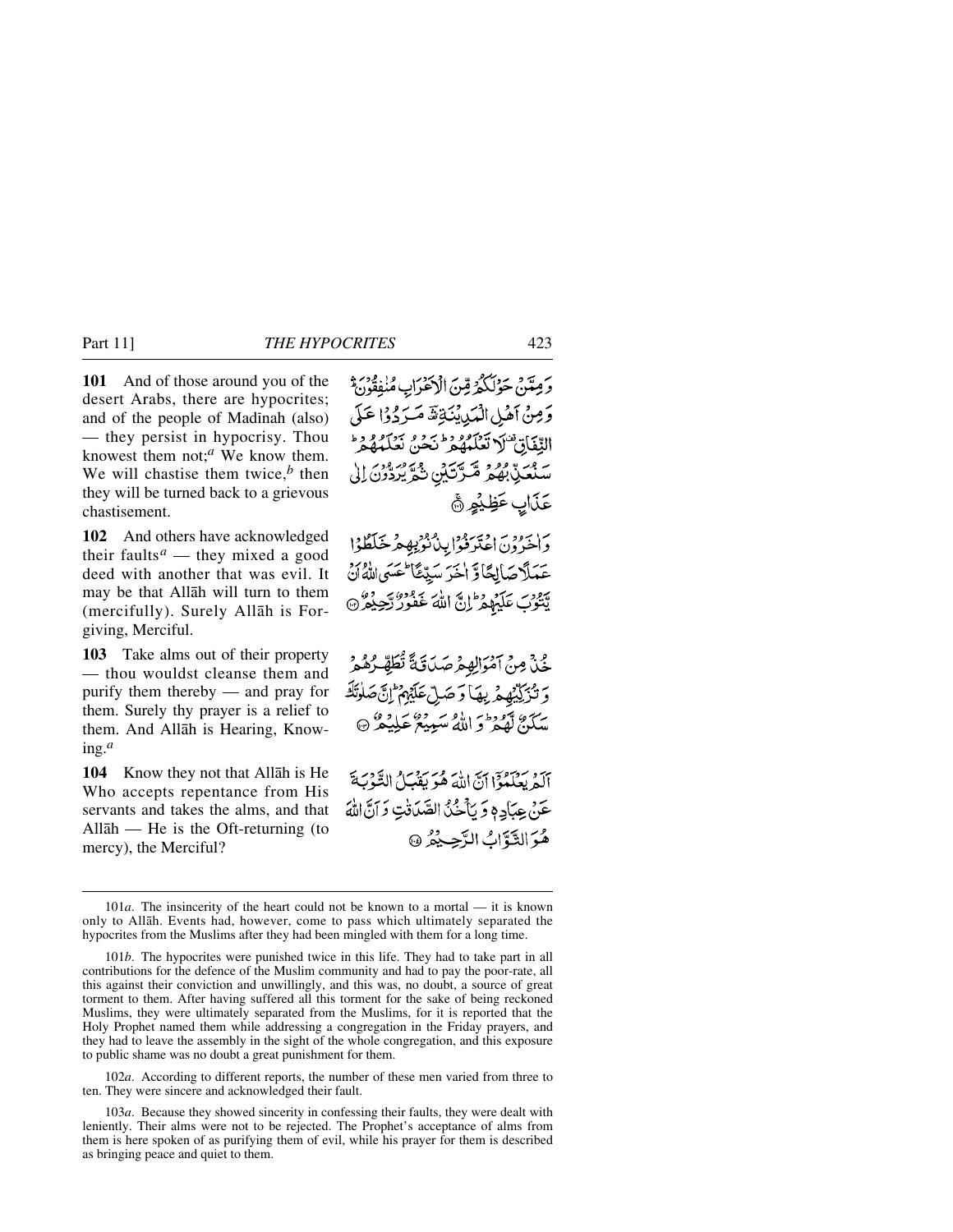**101** And of those around you of the desert Arabs, there are hypocrites; and of the people of Madīnah (also) — they persist in hypocrisy. Thou knowest them not;[a] We know them. We will chastise them twice,[b] then they will be turned back to a grievous chastisement.

وَمِمَّنْ حَوْلَكُمْ مِّنَ الْاَعْرَابِ مُنٰفِقُوْنَ ۛؕ وَمِنْ اَهْلِ الْمَدِیْنَةِ ۛ مَرَدُوْا عَلَى النِّفَاقِ ۫ لَا تَعْلَمُهُمْ ؕ نَحْنُ نَعْلَمُهُمْ ؕ سَنُعَذِّبُهُمْ مَّرَّتَیْنِ ثُمَّ یُرَدُّوْنَ اِلٰى عَذَابٍ عَظِیْمٍ ۚ﴿۱۰۱﴾

**102** And others have acknowledged their faults[a] — they mixed a good deed with another that was evil. It may be that Allāh will turn to them (mercifully). Surely Allāh is Forgiving, Merciful.

وَاٰخَرُوْنَ اعْتَرَفُوْا بِذُنُوْبِهِمْ خَلَطُوْا عَمَلًا صَالِحًا وَّاٰخَرَ سَیِّئًا ؕ عَسَى اللّٰهُ اَنْ یَّتُوْبَ عَلَیْهِمْ ؕ اِنَّ اللّٰهَ غَفُوْرٌ رَّحِیْمٌ ﴿۱۰۲﴾

**103** Take alms out of their property — thou wouldst cleanse them and purify them thereby — and pray for them. Surely thy prayer is a relief to them. And Allāh is Hearing, Knowing.[a]

خُذْ مِنْ اَمْوَالِهِمْ صَدَقَةً تُطَهِّرُهُمْ وَتُزَكِّیْهِمْ بِهَا وَصَلِّ عَلَیْهِمْ ؕ اِنَّ صَلٰوتَكَ سَكَنٌ لَّهُمْ ؕ وَاللّٰهُ سَمِیْعٌ عَلِیْمٌ ﴿۱۰۳﴾

**104** Know they not that Allāh is He Who accepts repentance from His servants and takes the alms, and that Allāh — He is the Oft-returning (to mercy), the Merciful?

اَلَمْ یَعْلَمُوْۤا اَنَّ اللّٰهَ هُوَ یَقْبَلُ التَّوْبَةَ عَنْ عِبَادِهٖ وَیَاْخُذُ الصَّدَقٰتِ وَاَنَّ اللّٰهَ هُوَ التَّوَّابُ الرَّحِیْمُ ﴿۱۰۴﴾

---

101*a*. The insincerity of the heart could not be known to a mortal — it is known only to Allāh. Events had, however, come to pass which ultimately separated the hypocrites from the Muslims after they had been mingled with them for a long time.

101*b*. The hypocrites were punished twice in this life. They had to take part in all contributions for the defence of the Muslim community and had to pay the poor-rate, all this against their conviction and unwillingly, and this was, no doubt, a source of great torment to them. After having suffered all this torment for the sake of being reckoned Muslims, they were ultimately separated from the Muslims, for it is reported that the Holy Prophet named them while addressing a congregation in the Friday prayers, and they had to leave the assembly in the sight of the whole congregation, and this exposure to public shame was no doubt a great punishment for them.

102*a*. According to different reports, the number of these men varied from three to ten. They were sincere and acknowledged their fault.

103*a*. Because they showed sincerity in confessing their faults, they were dealt with leniently. Their alms were not to be rejected. The Prophet's acceptance of alms from them is here spoken of as purifying them of evil, while his prayer for them is described as bringing peace and quiet to them.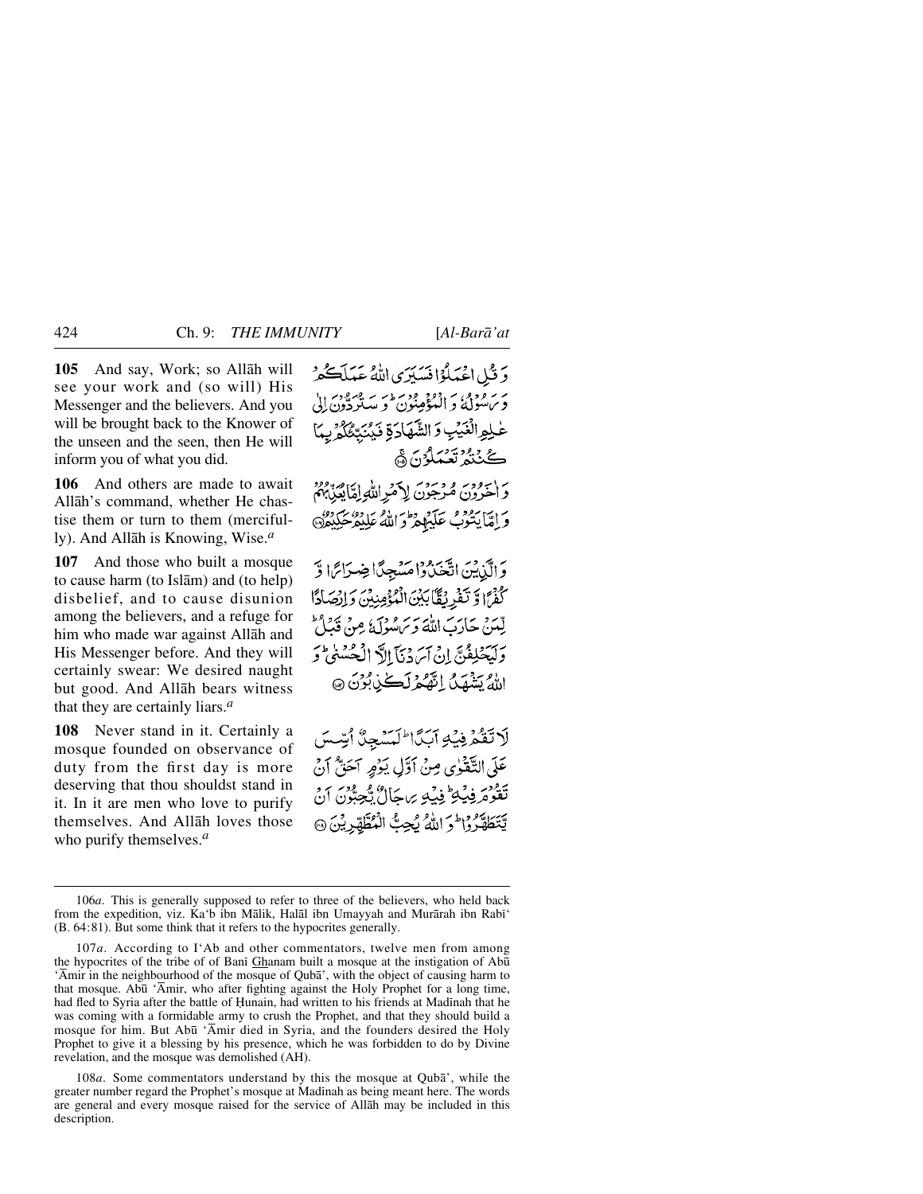**105** And say, Work; so Allāh will see your work and (so will) His Messenger and the believers. And you will be brought back to the Knower of the unseen and the seen, then He will inform you of what you did.

وَ قُلِ اعۡمَلُوۡا فَسَیَرَی اللّٰہُ عَمَلَکُمۡ وَ رَسُوۡلُہٗ وَ الۡمُؤۡمِنُوۡنَ ؕ وَ سَتُرَدُّوۡنَ اِلٰی عٰلِمِ الۡغَیۡبِ وَ الشَّہَادَۃِ فَیُنَبِّئُکُمۡ بِمَا کُنۡتُمۡ تَعۡمَلُوۡنَ ﴿۱۰۵﴾

**106** And others are made to await Allāh's command, whether He chastise them or turn to them (mercifully). And Allāh is Knowing, Wise.[a]

وَ اٰخَرُوۡنَ مُرۡجَوۡنَ لِاَمۡرِ اللّٰہِ اِمَّا یُعَذِّبُہُمۡ وَ اِمَّا یَتُوۡبُ عَلَیۡہِمۡ ؕ وَ اللّٰہُ عَلِیۡمٌ حَکِیۡمٌ ﴿۱۰۶﴾

**107** And those who built a mosque to cause harm (to Islām) and (to help) disbelief, and to cause disunion among the believers, and a refuge for him who made war against Allāh and His Messenger before. And they will certainly swear: We desired naught but good. And Allāh bears witness that they are certainly liars.[a]

وَ الَّذِیۡنَ اتَّخَذُوۡا مَسۡجِدًا ضِرَارًا وَّ کُفۡرًا وَّ تَفۡرِیۡقًۢا بَیۡنَ الۡمُؤۡمِنِیۡنَ وَ اِرۡصَادًا لِّمَنۡ حَارَبَ اللّٰہَ وَ رَسُوۡلَہٗ مِنۡ قَبۡلُ ؕ وَ لَیَحۡلِفُنَّ اِنۡ اَرَدۡنَاۤ اِلَّا الۡحُسۡنٰی ؕ وَ اللّٰہُ یَشۡہَدُ اِنَّہُمۡ لَکٰذِبُوۡنَ ﴿۱۰۷﴾

**108** Never stand in it. Certainly a mosque founded on observance of duty from the first day is more deserving that thou shouldst stand in it. In it are men who love to purify themselves. And Allāh loves those who purify themselves.[a]

لَا تَقُمۡ فِیۡہِ اَبَدًا ؕ لَمَسۡجِدٌ اُسِّسَ عَلَی التَّقۡوٰی مِنۡ اَوَّلِ یَوۡمٍ اَحَقُّ اَنۡ تَقُوۡمَ فِیۡہِ ؕ فِیۡہِ رِجَالٌ یُّحِبُّوۡنَ اَنۡ یَّتَطَہَّرُوۡا ؕ وَ اللّٰہُ یُحِبُّ الۡمُطَّہِّرِیۡنَ ﴿۱۰۸﴾

---

106*a*. This is generally supposed to refer to three of the believers, who held back from the expedition, viz. Ka'b ibn Mālik, Halāl ibn Umayyah and Murārah ibn Rabī' (B. 64:81). But some think that it refers to the hypocrites generally.

107*a*. According to I'Ab and other commentators, twelve men from among the hypocrites of the tribe of of Banī Ghanam built a mosque at the instigation of Abū 'Āmir in the neighbourhood of the mosque of Qubā', with the object of causing harm to that mosque. Abū 'Āmir, who after fighting against the Holy Prophet for a long time, had fled to Syria after the battle of Ḥunain, had written to his friends at Madīnah that he was coming with a formidable army to crush the Prophet, and that they should build a mosque for him. But Abū 'Āmir died in Syria, and the founders desired the Holy Prophet to give it a blessing by his presence, which he was forbidden to do by Divine revelation, and the mosque was demolished (AH).

108*a*. Some commentators understand by this the mosque at Qubā', while the greater number regard the Prophet's mosque at Madīnah as being meant here. The words are general and every mosque raised for the service of Allāh may be included in this description.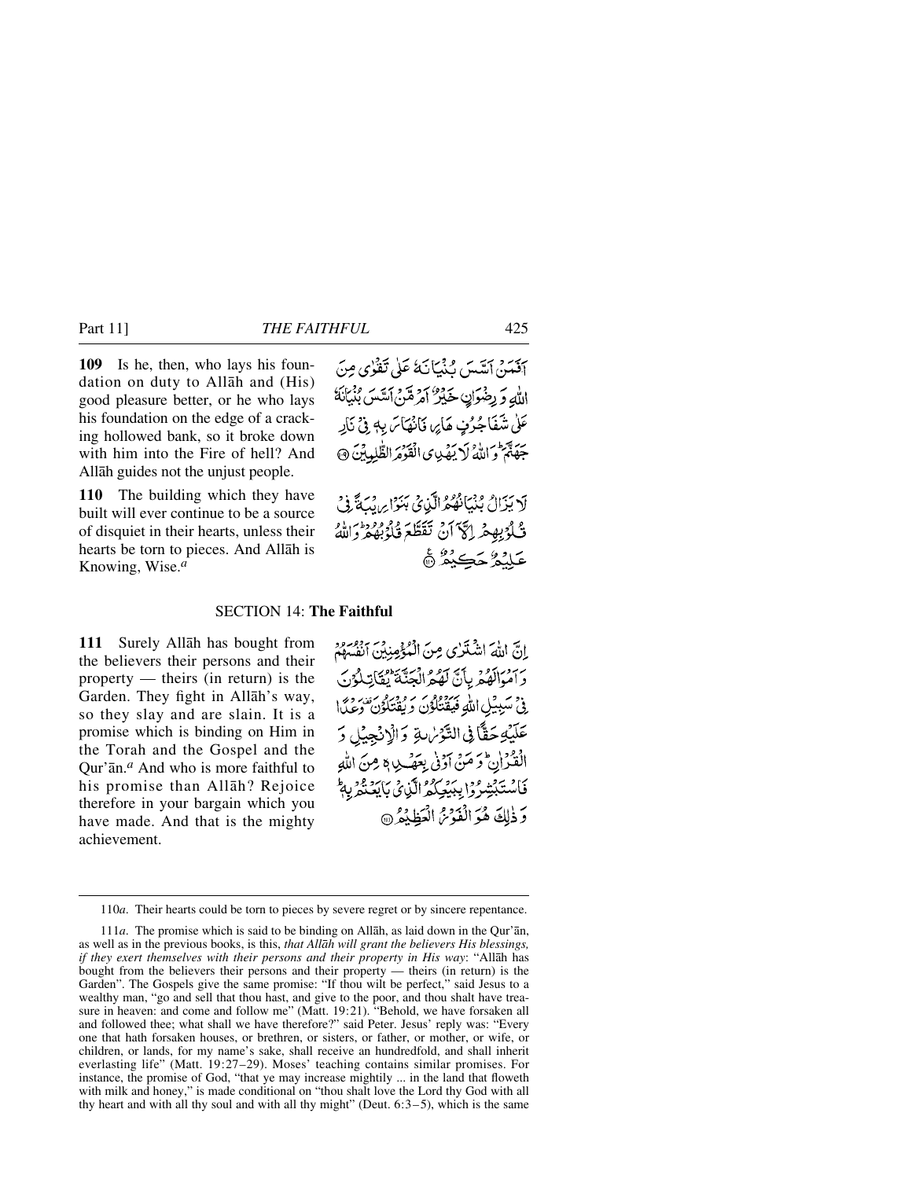**109** Is he, then, who lays his foundation on duty to Allāh and (His) good pleasure better, or he who lays his foundation on the edge of a cracking hollowed bank, so it broke down with him into the Fire of hell? And Allāh guides not the unjust people.

أَفَمَنْ أَسَّسَ بُنْيَانَهُ عَلَىٰ تَقْوَىٰ مِنَ اللَّهِ وَرِضْوَانٍ خَيْرٌ أَمْ مَنْ أَسَّسَ بُنْيَانَهُ عَلَىٰ شَفَا جُرُفٍ هَارٍ فَانْهَارَ بِهِ فِي نَارِ جَهَنَّمَ ۗ وَاللَّهُ لَا يَهْدِي الْقَوْمَ الظَّالِمِينَ ﴿١٠٩﴾

**110** The building which they have built will ever continue to be a source of disquiet in their hearts, unless their hearts be torn to pieces. And Allāh is Knowing, Wise.[a]

لَا يَزَالُ بُنْيَانُهُمُ الَّذِي بَنَوْا رِيبَةً فِي قُلُوبِهِمْ إِلَّا أَنْ تَقَطَّعَ قُلُوبُهُمْ ۗ وَاللَّهُ عَلِيمٌ حَكِيمٌ ﴿١١٠﴾

## SECTION 14: **The Faithful**

**111** Surely Allāh has bought from the believers their persons and their property — theirs (in return) is the Garden. They fight in Allāh's way, so they slay and are slain. It is a promise which is binding on Him in the Torah and the Gospel and the Qur'ān.[a] And who is more faithful to his promise than Allāh? Rejoice therefore in your bargain which you have made. And that is the mighty achievement.

إِنَّ اللَّهَ اشْتَرَىٰ مِنَ الْمُؤْمِنِينَ أَنْفُسَهُمْ وَأَمْوَالَهُمْ بِأَنَّ لَهُمُ الْجَنَّةَ ۚ يُقَاتِلُونَ فِي سَبِيلِ اللَّهِ فَيَقْتُلُونَ وَيُقْتَلُونَ ۖ وَعْدًا عَلَيْهِ حَقًّا فِي التَّوْرَاةِ وَالْإِنْجِيلِ وَالْقُرْآنِ ۚ وَمَنْ أَوْفَىٰ بِعَهْدِهِ مِنَ اللَّهِ ۚ فَاسْتَبْشِرُوا بِبَيْعِكُمُ الَّذِي بَايَعْتُمْ بِهِ ۚ وَذَٰلِكَ هُوَ الْفَوْزُ الْعَظِيمُ ﴿١١١﴾

---

110*a*. Their hearts could be torn to pieces by severe regret or by sincere repentance.

111*a*. The promise which is said to be binding on Allāh, as laid down in the Qur'ān, as well as in the previous books, is this, *that Allāh will grant the believers His blessings, if they exert themselves with their persons and their property in His way*: "Allāh has bought from the believers their persons and their property — theirs (in return) is the Garden". The Gospels give the same promise: "If thou wilt be perfect," said Jesus to a wealthy man, "go and sell that thou hast, and give to the poor, and thou shalt have treasure in heaven: and come and follow me" (Matt. 19:21). "Behold, we have forsaken all and followed thee; what shall we have therefore?" said Peter. Jesus' reply was: "Every one that hath forsaken houses, or brethren, or sisters, or father, or mother, or wife, or children, or lands, for my name's sake, shall receive an hundredfold, and shall inherit everlasting life" (Matt. 19:27–29). Moses' teaching contains similar promises. For instance, the promise of God, "that ye may increase mightily ... in the land that floweth with milk and honey," is made conditional on "thou shalt love the Lord thy God with all thy heart and with all thy soul and with all thy might" (Deut. 6:3–5), which is the same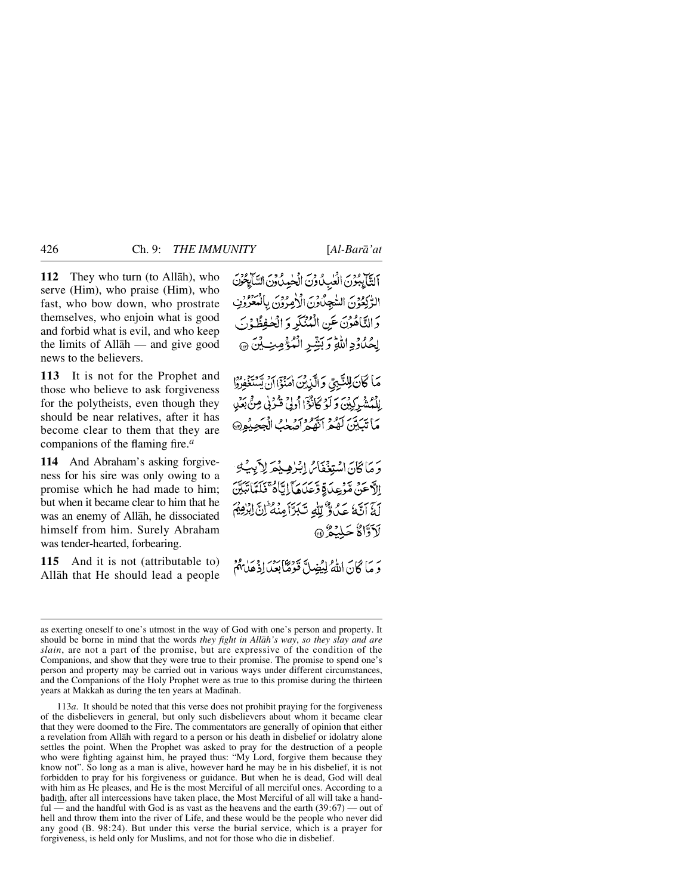**112** They who turn (to Allāh), who serve (Him), who praise (Him), who fast, who bow down, who prostrate themselves, who enjoin what is good and forbid what is evil, and who keep the limits of Allāh — and give good news to the believers.

اَلتَّآئِبُوْنَ الْعٰبِدُوْنَ الْحٰمِدُوْنَ السَّآئِحُوْنَ الرّٰكِعُوْنَ السّٰجِدُوْنَ الْاٰمِرُوْنَ بِالْمَعْرُوْفِ وَ النَّاهُوْنَ عَنِ الْمُنْكَرِ وَ الْحٰفِظُوْنَ لِحُدُوْدِ اللّٰهِ ؕ وَ بَشِّرِ الْمُؤْمِنِيْنَ ﴿۱۱۲﴾

**113** It is not for the Prophet and those who believe to ask forgiveness for the polytheists, even though they should be near relatives, after it has become clear to them that they are companions of the flaming fire.[a]

مَا كَانَ لِلنَّبِيِّ وَ الَّذِيْنَ اٰمَنُوْۤا اَنْ يَّسْتَغْفِرُوْا لِلْمُشْرِكِيْنَ وَ لَوْ كَانُوْۤا اُولِيْ قُرْبٰى مِنْۢ بَعْدِ مَا تَبَيَّنَ لَهُمْ اَنَّهُمْ اَصْحٰبُ الْجَحِيْمِ ﴿۱۱۳﴾

**114** And Abraham's asking forgiveness for his sire was only owing to a promise which he had made to him; but when it became clear to him that he was an enemy of Allāh, he dissociated himself from him. Surely Abraham was tender-hearted, forbearing.

وَ مَا كَانَ اسْتِغْفَارُ اِبْرٰهِيْمَ لِاَبِيْهِ اِلَّا عَنْ مَّوْعِدَةٍ وَّعَدَهَاۤ اِيَّاهُ ۚ فَلَمَّا تَبَيَّنَ لَهٗۤ اَنَّهٗ عَدُوٌّ لِّلّٰهِ تَبَرَّاَ مِنْهُ ؕ اِنَّ اِبْرٰهِيْمَ لَاَوَّاهٌ حَلِيْمٌ ﴿۱۱۴﴾

**115** And it is not (attributable to) Allāh that He should lead a people

وَ مَا كَانَ اللّٰهُ لِيُضِلَّ قَوْمًۢا بَعْدَ اِذْ هَدٰىهُمْ

---

as exerting oneself to one's utmost in the way of God with one's person and property. It should be borne in mind that the words *they fight in Allāh's way, so they slay and are slain*, are not a part of the promise, but are expressive of the condition of the Companions, and show that they were true to their promise. The promise to spend one's person and property may be carried out in various ways under different circumstances, and the Companions of the Holy Prophet were as true to this promise during the thirteen years at Makkah as during the ten years at Madīnah.

113*a*. It should be noted that this verse does not prohibit praying for the forgiveness of the disbelievers in general, but only such disbelievers about whom it became clear that they were doomed to the Fire. The commentators are generally of opinion that either a revelation from Allāh with regard to a person or his death in disbelief or idolatry alone settles the point. When the Prophet was asked to pray for the destruction of a people who were fighting against him, he prayed thus: "My Lord, forgive them because they know not". So long as a man is alive, however hard he may be in his disbelief, it is not forbidden to pray for his forgiveness or guidance. But when he is dead, God will deal with him as He pleases, and He is the most Merciful of all merciful ones. According to a ḥadīth, after all intercessions have taken place, the Most Merciful of all will take a handful — and the handful with God is as vast as the heavens and the earth (39:67) — out of hell and throw them into the river of Life, and these would be the people who never did any good (B. 98:24). But under this verse the burial service, which is a prayer for forgiveness, is held only for Muslims, and not for those who die in disbelief.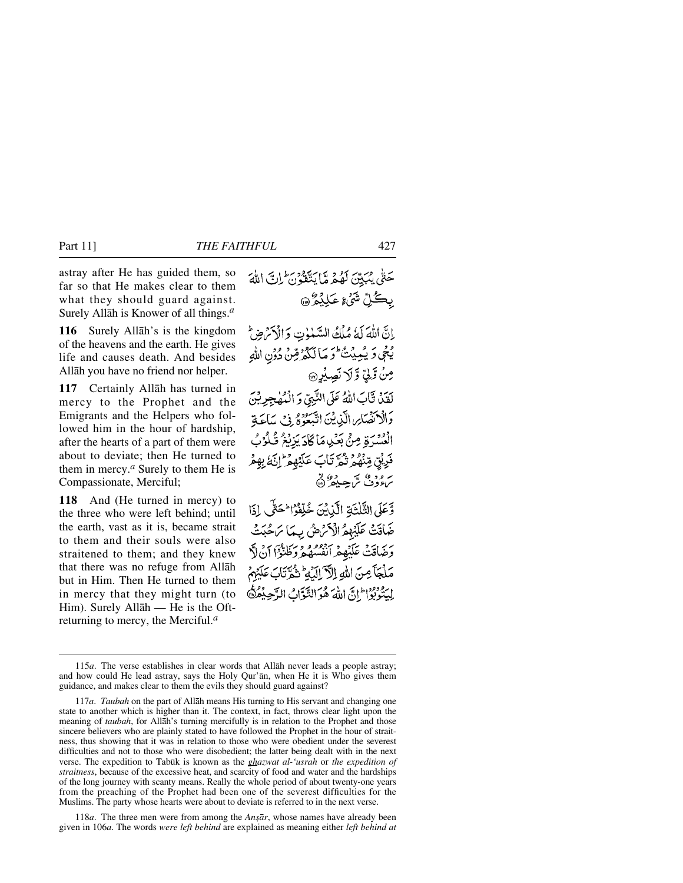astray after He has guided them, so far so that He makes clear to them what they should guard against. Surely Allāh is Knower of all things.[a]

حَتّٰی یُبَیِّنَ لَهُمۡ مَّا یَتَّقُوۡنَ ؕ اِنَّ اللّٰهَ بِکُلِّ شَیۡءٍ عَلِیۡمٌ ﴿۱۱۵﴾

**116** Surely Allāh's is the kingdom of the heavens and the earth. He gives life and causes death. And besides Allāh you have no friend nor helper.

اِنَّ اللّٰهَ لَهٗ مُلۡكُ السَّمٰوٰتِ وَ الۡاَرۡضِ ؕ یُحۡیٖ وَ یُمِیۡتُ ؕ وَ مَا لَکُمۡ مِّنۡ دُوۡنِ اللّٰهِ مِنۡ وَّلِیٍّ وَّ لَا نَصِیۡرٍ ﴿۱۱۶﴾

**117** Certainly Allāh has turned in mercy to the Prophet and the Emigrants and the Helpers who followed him in the hour of hardship, after the hearts of a part of them were about to deviate; then He turned to them in mercy.[a] Surely to them He is Compassionate, Merciful;

لَقَدۡ تَّابَ اللّٰهُ عَلَی النَّبِیِّ وَ الۡمُهٰجِرِیۡنَ وَ الۡاَنۡصَارِ الَّذِیۡنَ اتَّبَعُوۡهُ فِیۡ سَاعَۃِ الۡعُسۡرَۃِ مِنۡۢ بَعۡدِ مَا کَادَ یَزِیۡغُ قُلُوۡبُ فَرِیۡقٍ مِّنۡهُمۡ ثُمَّ تَابَ عَلَیۡهِمۡ ؕ اِنَّهٗ بِهِمۡ رَءُوۡفٌ رَّحِیۡمٌ ﴿۱۱۷﴾

**118** And (He turned in mercy) to the three who were left behind; until the earth, vast as it is, became strait to them and their souls were also straitened to them; and they knew that there was no refuge from Allāh but in Him. Then He turned to them in mercy that they might turn (to Him). Surely Allāh — He is the Oft-returning to mercy, the Merciful.[a]

وَّ عَلَی الثَّلٰثَۃِ الَّذِیۡنَ خُلِّفُوۡا ؕ حَتّٰۤی اِذَا ضَاقَتۡ عَلَیۡهِمُ الۡاَرۡضُ بِمَا رَحُبَتۡ وَ ضَاقَتۡ عَلَیۡهِمۡ اَنۡفُسُهُمۡ وَ ظَنُّوۡۤا اَنۡ لَّا مَلۡجَاَ مِنَ اللّٰهِ اِلَّاۤ اِلَیۡهِ ؕ ثُمَّ تَابَ عَلَیۡهِمۡ لِیَتُوۡبُوۡا ؕ اِنَّ اللّٰهَ هُوَ التَّوَّابُ الرَّحِیۡمُ ﴿۱۱۸﴾

---

115*a*. The verse establishes in clear words that Allāh never leads a people astray; and how could He lead astray, says the Holy Qur'ān, when He it is Who gives them guidance, and makes clear to them the evils they should guard against?

117*a*. *Taubah* on the part of Allāh means His turning to His servant and changing one state to another which is higher than it. The context, in fact, throws clear light upon the meaning of *taubah*, for Allāh's turning mercifully is in relation to the Prophet and those sincere believers who are plainly stated to have followed the Prophet in the hour of straitness, thus showing that it was in relation to those who were obedient under the severest difficulties and not to those who were disobedient; the latter being dealt with in the next verse. The expedition to Tabūk is known as the *ghazwat al-'usrah* or *the expedition of straitness*, because of the excessive heat, and scarcity of food and water and the hardships of the long journey with scanty means. Really the whole period of about twenty-one years from the preaching of the Prophet had been one of the severest difficulties for the Muslims. The party whose hearts were about to deviate is referred to in the next verse.

118*a*. The three men were from among the *Anṣār*, whose names have already been given in 106*a*. The words *were left behind* are explained as meaning either *left behind at*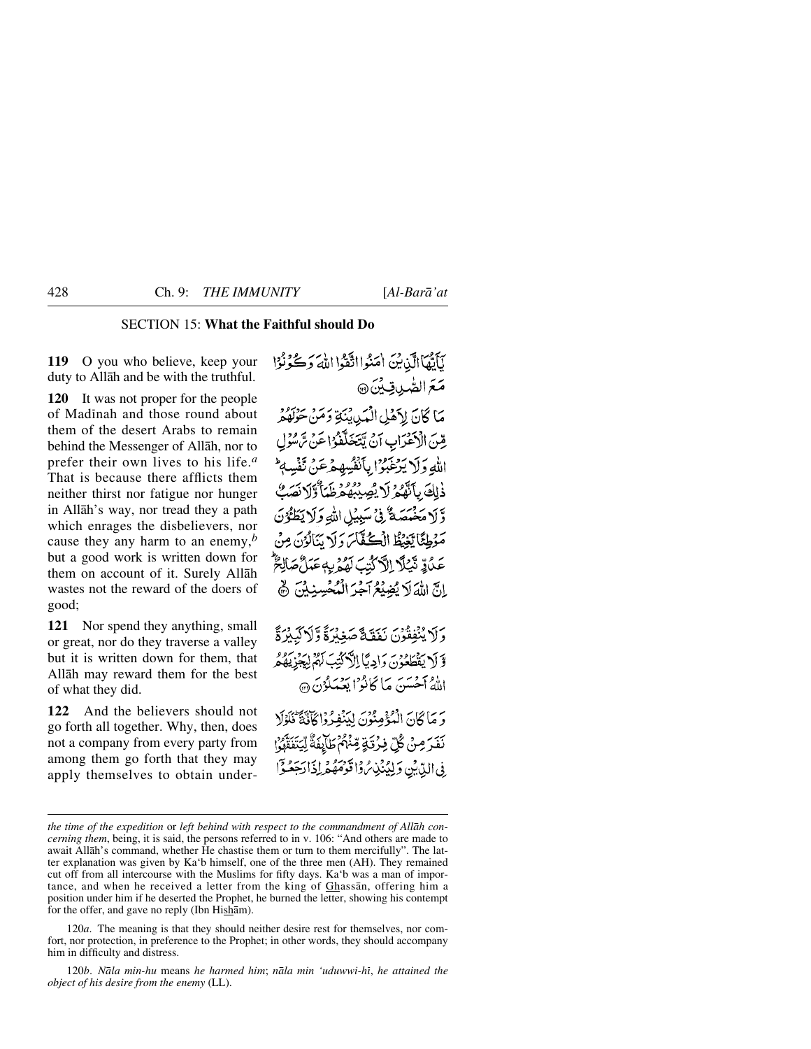## SECTION 15: **What the Faithful should Do**

**119** O you who believe, keep your duty to Allāh and be with the truthful.

يَٰٓأَيُّهَا ٱلَّذِينَ ءَامَنُوا۟ ٱتَّقُوا۟ ٱللَّهَ وَكُونُوا۟ مَعَ ٱلصَّٰدِقِينَ ﴿١١٩﴾

**120** It was not proper for the people of Madīnah and those round about them of the desert Arabs to remain behind the Messenger of Allāh, nor to prefer their own lives to his life.[a] That is because there afflicts them neither thirst nor fatigue nor hunger in Allāh's way, nor tread they a path which enrages the disbelievers, nor cause they any harm to an enemy,[b] but a good work is written down for them on account of it. Surely Allāh wastes not the reward of the doers of good;

مَا كَانَ لِأَهْلِ ٱلْمَدِينَةِ وَمَنْ حَوْلَهُم مِّنَ ٱلْأَعْرَابِ أَن يَتَخَلَّفُوا۟ عَن رَّسُولِ ٱللَّهِ وَلَا يَرْغَبُوا۟ بِأَنفُسِهِمْ عَن نَّفْسِهِۦ ۚ ذَٰلِكَ بِأَنَّهُمْ لَا يُصِيبُهُمْ ظَمَأٌ وَلَا نَصَبٌ وَلَا مَخْمَصَةٌ فِى سَبِيلِ ٱللَّهِ وَلَا يَطَـُٔونَ مَوْطِئًا يَغِيظُ ٱلْكُفَّارَ وَلَا يَنَالُونَ مِنْ عَدُوٍّ نَّيْلًا إِلَّا كُتِبَ لَهُم بِهِۦ عَمَلٌ صَٰلِحٌ ۚ إِنَّ ٱللَّهَ لَا يُضِيعُ أَجْرَ ٱلْمُحْسِنِينَ ﴿١٢٠﴾

**121** Nor spend they anything, small or great, nor do they traverse a valley but it is written down for them, that Allāh may reward them for the best of what they did.

وَلَا يُنفِقُونَ نَفَقَةً صَغِيرَةً وَلَا كَبِيرَةً وَلَا يَقْطَعُونَ وَادِيًا إِلَّا كُتِبَ لَهُمْ لِيَجْزِيَهُمُ ٱللَّهُ أَحْسَنَ مَا كَانُوا۟ يَعْمَلُونَ ﴿١٢١﴾

**122** And the believers should not go forth all together. Why, then, does not a company from every party from among them go forth that they may apply themselves to obtain under-

وَمَا كَانَ ٱلْمُؤْمِنُونَ لِيَنفِرُوا۟ كَآفَّةً ۚ فَلَوْلَا نَفَرَ مِن كُلِّ فِرْقَةٍ مِّنْهُمْ طَآئِفَةٌ لِّيَتَفَقَّهُوا۟ فِى ٱلدِّينِ وَلِيُنذِرُوا۟ قَوْمَهُمْ إِذَا رَجَعُوٓا۟

---

*the time of the expedition* or *left behind with respect to the commandment of Allāh concerning them*, being, it is said, the persons referred to in v. 106: "And others are made to await Allāh's command, whether He chastise them or turn to them mercifully". The latter explanation was given by Ka'b himself, one of the three men (AH). They remained cut off from all intercourse with the Muslims for fifty days. Ka'b was a man of importance, and when he received a letter from the king of Ghassān, offering him a position under him if he deserted the Prophet, he burned the letter, showing his contempt for the offer, and gave no reply (Ibn Hishām).

120*a*. The meaning is that they should neither desire rest for themselves, nor comfort, nor protection, in preference to the Prophet; in other words, they should accompany him in difficulty and distress.

120*b*. *Nāla min-hu* means *he harmed him*; *nāla min 'uduwwi-hī*, *he attained the object of his desire from the enemy* (LL).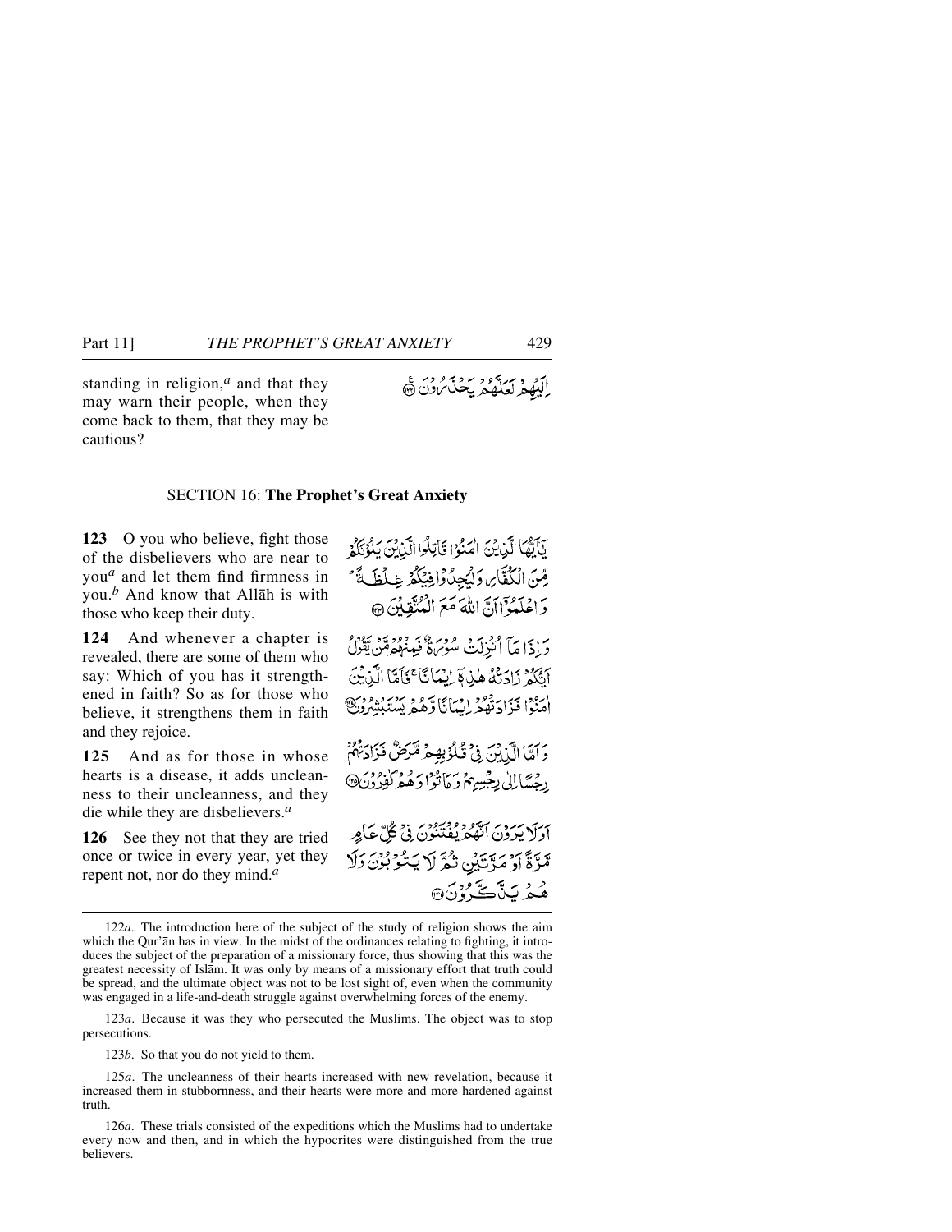standing in religion,[a] and that they may warn their people, when they come back to them, that they may be cautious?

إِلَيْهِمْ لَعَلَّهُمْ يَحْذَرُونَ ﴿١٢٢﴾

## SECTION 16: **The Prophet's Great Anxiety**

**123** O you who believe, fight those of the disbelievers who are near to you[a] and let them find firmness in you.[b] And know that Allāh is with those who keep their duty.

يَـٰٓأَيُّهَا ٱلَّذِينَ ءَامَنُوا۟ قَـٰتِلُوا۟ ٱلَّذِينَ يَلُونَكُم مِّنَ ٱلْكُفَّارِ وَلْيَجِدُوا۟ فِيكُمْ غِلْظَةً ۚ وَٱعْلَمُوٓا۟ أَنَّ ٱللَّهَ مَعَ ٱلْمُتَّقِينَ ﴿١٢٣﴾

**124** And whenever a chapter is revealed, there are some of them who say: Which of you has it strengthened in faith? So as for those who believe, it strengthens them in faith and they rejoice.

وَإِذَا مَآ أُنزِلَتْ سُورَةٌ فَمِنْهُم مَّن يَقُولُ أَيُّكُمْ زَادَتْهُ هَـٰذِهِۦٓ إِيمَـٰنًا ۚ فَأَمَّا ٱلَّذِينَ ءَامَنُوا۟ فَزَادَتْهُمْ إِيمَـٰنًا وَهُمْ يَسْتَبْشِرُونَ ﴿١٢٤﴾

**125** And as for those in whose hearts is a disease, it adds uncleanness to their uncleanness, and they die while they are disbelievers.[a]

وَأَمَّا ٱلَّذِينَ فِى قُلُوبِهِم مَّرَضٌ فَزَادَتْهُمْ رِجْسًا إِلَىٰ رِجْسِهِمْ وَمَاتُوا۟ وَهُمْ كَـٰفِرُونَ ﴿١٢٥﴾

**126** See they not that they are tried once or twice in every year, yet they repent not, nor do they mind.[a]

أَوَلَا يَرَوْنَ أَنَّهُمْ يُفْتَنُونَ فِى كُلِّ عَامٍ مَّرَّةً أَوْ مَرَّتَيْنِ ثُمَّ لَا يَتُوبُونَ وَلَا هُمْ يَذَّكَّرُونَ ﴿١٢٦﴾

---

122*a*. The introduction here of the subject of the study of religion shows the aim which the Qur'ān has in view. In the midst of the ordinances relating to fighting, it introduces the subject of the preparation of a missionary force, thus showing that this was the greatest necessity of Islām. It was only by means of a missionary effort that truth could be spread, and the ultimate object was not to be lost sight of, even when the community was engaged in a life-and-death struggle against overwhelming forces of the enemy.

123*a*. Because it was they who persecuted the Muslims. The object was to stop persecutions.

123*b*. So that you do not yield to them.

125*a*. The uncleanness of their hearts increased with new revelation, because it increased them in stubbornness, and their hearts were more and more hardened against truth.

126*a*. These trials consisted of the expeditions which the Muslims had to undertake every now and then, and in which the hypocrites were distinguished from the true believers.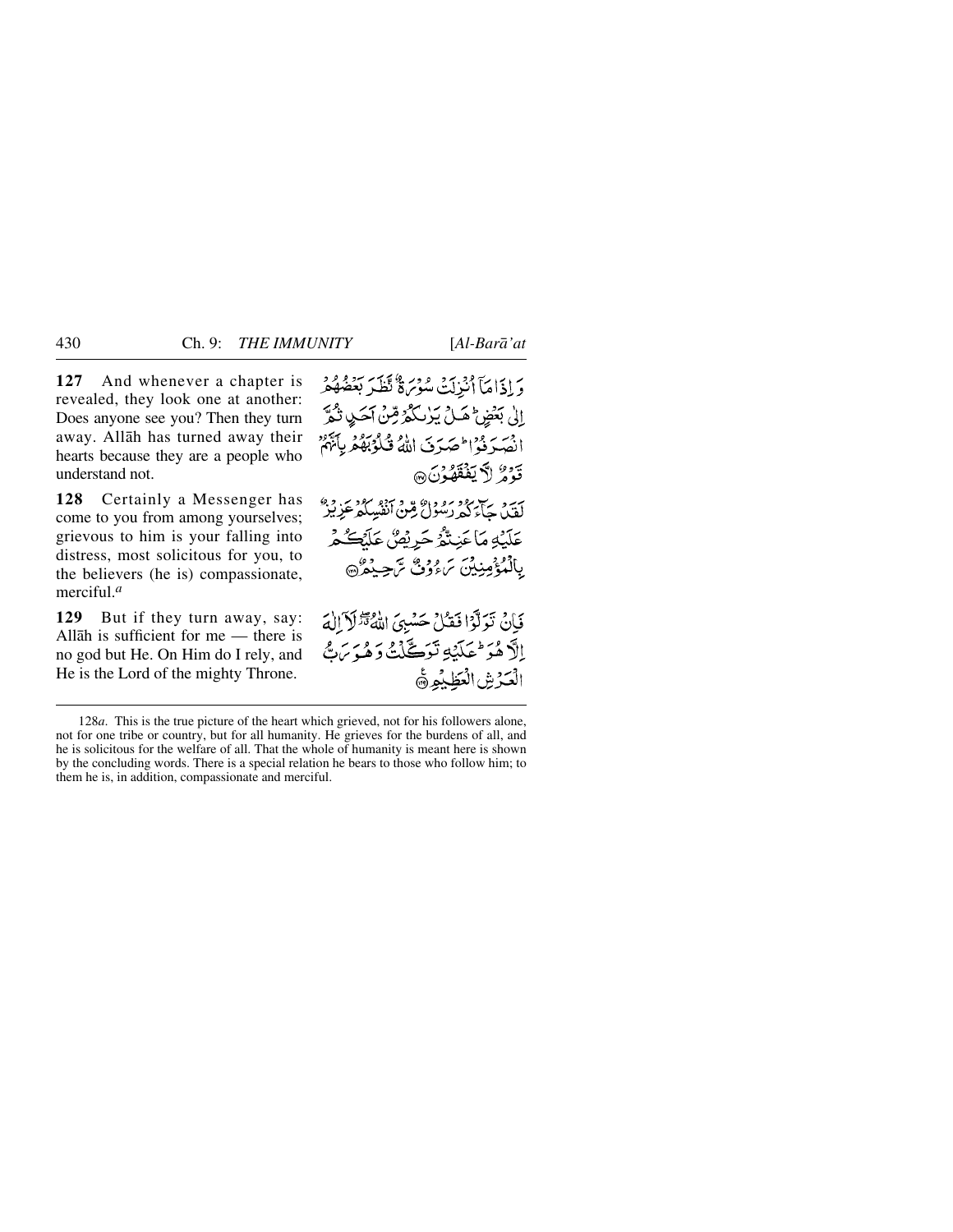**127** And whenever a chapter is revealed, they look one at another: Does anyone see you? Then they turn away. Allāh has turned away their hearts because they are a people who understand not.

وَ اِذَا مَاۤ اُنۡزِلَتۡ سُوۡرَۃٌ نَّظَرَ بَعۡضُہُمۡ اِلٰی بَعۡضٍ ؕ ہَلۡ یَرٰىکُمۡ مِّنۡ اَحَدٍ ثُمَّ انۡصَرَفُوۡا ؕ صَرَفَ اللّٰہُ قُلُوۡبَہُمۡ بِاَنَّہُمۡ قَوۡمٌ لَّا یَفۡقَہُوۡنَ ﴿۱۲۷﴾

**128** Certainly a Messenger has come to you from among yourselves; grievous to him is your falling into distress, most solicitous for you, to the believers (he is) compassionate, merciful.[a]

لَقَدۡ جَآءَکُمۡ رَسُوۡلٌ مِّنۡ اَنۡفُسِکُمۡ عَزِیۡزٌ عَلَیۡہِ مَا عَنِتُّمۡ حَرِیۡصٌ عَلَیۡکُمۡ بِالۡمُؤۡمِنِیۡنَ رَءُوۡفٌ رَّحِیۡمٌ ﴿۱۲۸﴾

**129** But if they turn away, say: Allāh is sufficient for me — there is no god but He. On Him do I rely, and He is the Lord of the mighty Throne.

فَاِنۡ تَوَلَّوۡا فَقُلۡ حَسۡبِیَ اللّٰہُ ۫٭ۖ لَاۤ اِلٰہَ اِلَّا ہُوَ ؕ عَلَیۡہِ تَوَکَّلۡتُ وَ ہُوَ رَبُّ الۡعَرۡشِ الۡعَظِیۡمِ ﴿۱۲۹﴾

---

128*a*. This is the true picture of the heart which grieved, not for his followers alone, not for one tribe or country, but for all humanity. He grieves for the burdens of all, and he is solicitous for the welfare of all. That the whole of humanity is meant here is shown by the concluding words. There is a special relation he bears to those who follow him; to them he is, in addition, compassionate and merciful.